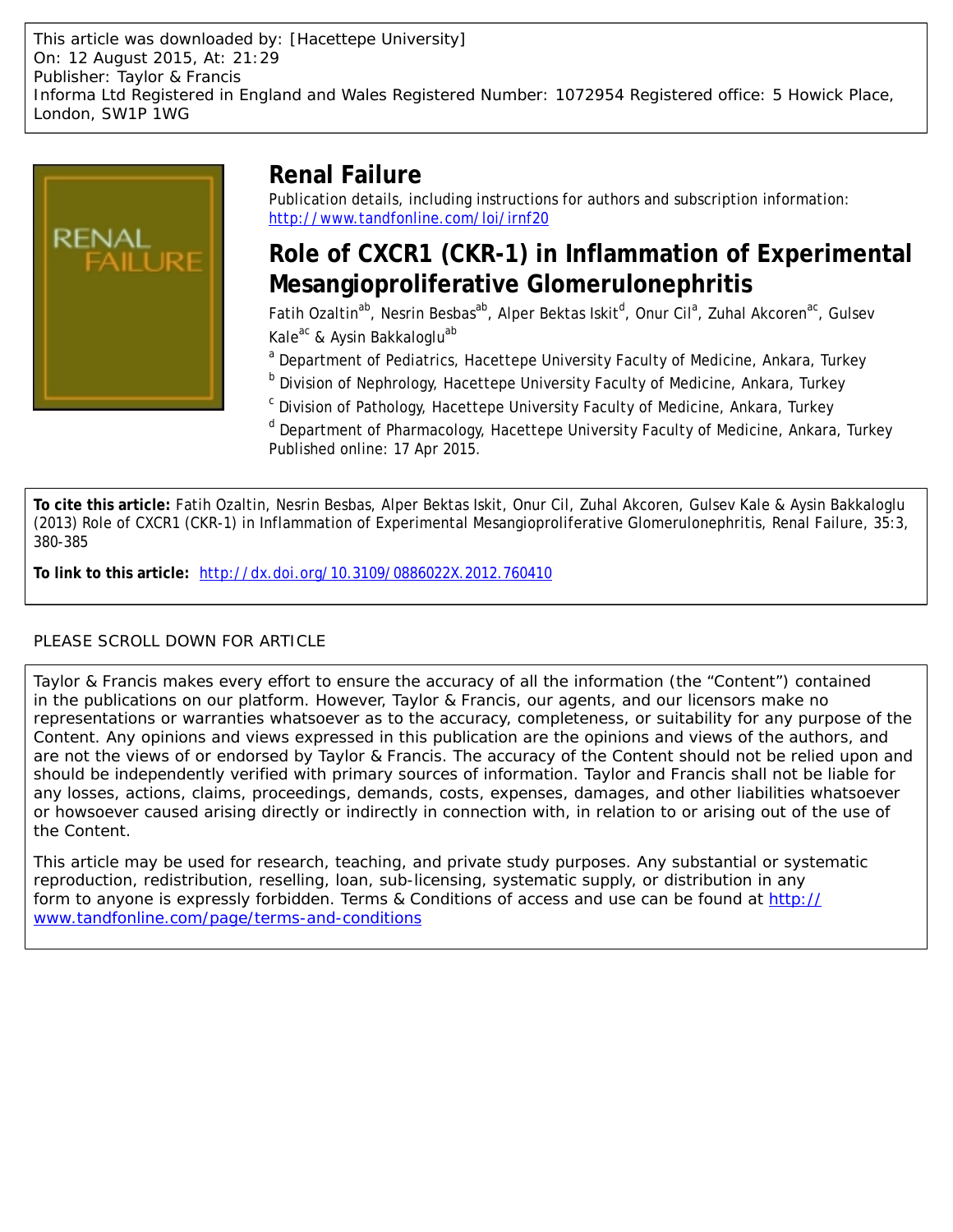This article was downloaded by: [Hacettepe University]
On: 12 August 2015, At: 21:29
Publisher: Taylor & Francis
Informa Ltd Registered in England and Wales Registered Number: 1072954 Registered office: 5 Howick Place, London, SW1P 1WG

# Renal Failure

Publication details, including instructions for authors and subscription information:
http://www.tandfonline.com/loi/irnf20

## Role of CXCR1 (CKR-1) in Inflammation of Experimental Mesangioproliferative Glomerulonephritis

Fatih Ozaltin[ab], Nesrin Besbas[ab], Alper Bektas Iskit[d], Onur Cil[a], Zuhal Akcoren[ac], Gulsev Kale[ac] & Aysin Bakkaloglu[ab]

[a] Department of Pediatrics, Hacettepe University Faculty of Medicine, Ankara, Turkey

[b] Division of Nephrology, Hacettepe University Faculty of Medicine, Ankara, Turkey

[c] Division of Pathology, Hacettepe University Faculty of Medicine, Ankara, Turkey

[d] Department of Pharmacology, Hacettepe University Faculty of Medicine, Ankara, Turkey

Published online: 17 Apr 2015.

**To cite this article:** Fatih Ozaltin, Nesrin Besbas, Alper Bektas Iskit, Onur Cil, Zuhal Akcoren, Gulsev Kale & Aysin Bakkaloglu (2013) Role of CXCR1 (CKR-1) in Inflammation of Experimental Mesangioproliferative Glomerulonephritis, Renal Failure, 35:3, 380-385

**To link to this article:** http://dx.doi.org/10.3109/0886022X.2012.760410

PLEASE SCROLL DOWN FOR ARTICLE

Taylor & Francis makes every effort to ensure the accuracy of all the information (the "Content") contained in the publications on our platform. However, Taylor & Francis, our agents, and our licensors make no representations or warranties whatsoever as to the accuracy, completeness, or suitability for any purpose of the Content. Any opinions and views expressed in this publication are the opinions and views of the authors, and are not the views of or endorsed by Taylor & Francis. The accuracy of the Content should not be relied upon and should be independently verified with primary sources of information. Taylor and Francis shall not be liable for any losses, actions, claims, proceedings, demands, costs, expenses, damages, and other liabilities whatsoever or howsoever caused arising directly or indirectly in connection with, in relation to or arising out of the use of the Content.

This article may be used for research, teaching, and private study purposes. Any substantial or systematic reproduction, redistribution, reselling, loan, sub-licensing, systematic supply, or distribution in any form to anyone is expressly forbidden. Terms & Conditions of access and use can be found at http://www.tandfonline.com/page/terms-and-conditions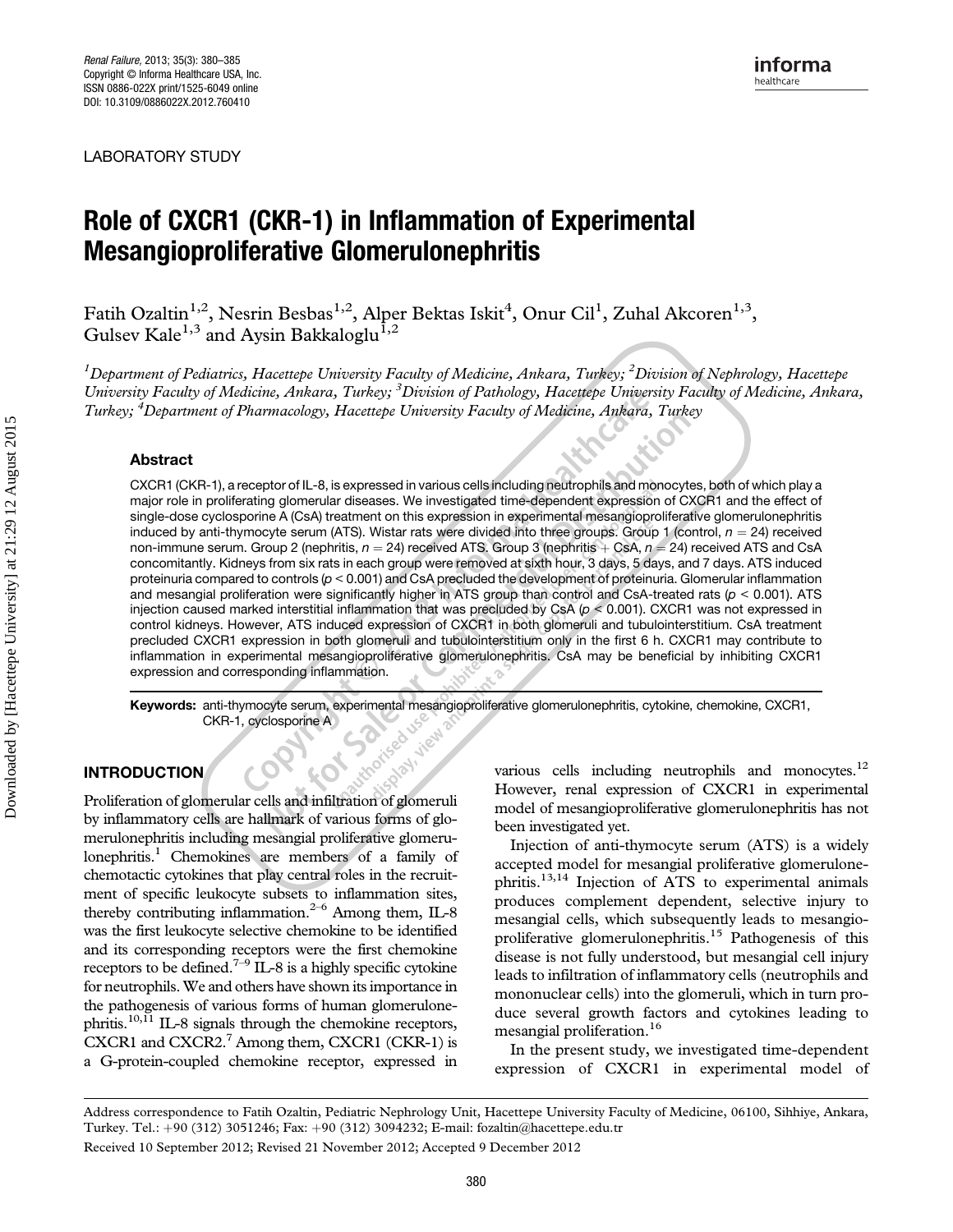LABORATORY STUDY

# Role of CXCR1 (CKR-1) in Inflammation of Experimental Mesangioproliferative Glomerulonephritis

Fatih Ozaltin[1,2], Nesrin Besbas[1,2], Alper Bektas Iskit[4], Onur Cil[1], Zuhal Akcoren[1,3], Gulsev Kale[1,3] and Aysin Bakkaloglu[1,2]

*[1]Department of Pediatrics, Hacettepe University Faculty of Medicine, Ankara, Turkey; [2]Division of Nephrology, Hacettepe University Faculty of Medicine, Ankara, Turkey; [3]Division of Pathology, Hacettepe University Faculty of Medicine, Ankara, Turkey; [4]Department of Pharmacology, Hacettepe University Faculty of Medicine, Ankara, Turkey*

### Abstract

CXCR1 (CKR-1), a receptor of IL-8, is expressed in various cells including neutrophils and monocytes, both of which play a major role in proliferating glomerular diseases. We investigated time-dependent expression of CXCR1 and the effect of single-dose cyclosporine A (CsA) treatment on this expression in experimental mesangioproliferative glomerulonephritis induced by anti-thymocyte serum (ATS). Wistar rats were divided into three groups. Group 1 (control, $n = 24$) received non-immune serum. Group 2 (nephritis, $n = 24$) received ATS. Group 3 (nephritis + CsA, $n = 24$) received ATS and CsA concomitantly. Kidneys from six rats in each group were removed at sixth hour, 3 days, 5 days, and 7 days. ATS induced proteinuria compared to controls ($p < 0.001$) and CsA precluded the development of proteinuria. Glomerular inflammation and mesangial proliferation were significantly higher in ATS group than control and CsA-treated rats ($p < 0.001$). ATS injection caused marked interstitial inflammation that was precluded by CsA ($p < 0.001$). CXCR1 was not expressed in control kidneys. However, ATS induced expression of CXCR1 in both glomeruli and tubulointerstitium. CsA treatment precluded CXCR1 expression in both glomeruli and tubulointerstitium only in the first 6 h. CXCR1 may contribute to inflammation in experimental mesangioproliferative glomerulonephritis. CsA may be beneficial by inhibiting CXCR1 expression and corresponding inflammation.

**Keywords:** anti-thymocyte serum, experimental mesangioproliferative glomerulonephritis, cytokine, chemokine, CXCR1, CKR-1, cyclosporine A

## INTRODUCTION

Proliferation of glomerular cells and infiltration of glomeruli by inflammatory cells are hallmark of various forms of glomerulonephritis including mesangial proliferative glomerulonephritis.[1] Chemokines are members of a family of chemotactic cytokines that play central roles in the recruitment of specific leukocyte subsets to inflammation sites, thereby contributing inflammation.[2–6] Among them, IL-8 was the first leukocyte selective chemokine to be identified and its corresponding receptors were the first chemokine receptors to be defined.[7–9] IL-8 is a highly specific cytokine for neutrophils. We and others have shown its importance in the pathogenesis of various forms of human glomerulonephritis.[10,11] IL-8 signals through the chemokine receptors, CXCR1 and CXCR2.[7] Among them, CXCR1 (CKR-1) is a G-protein-coupled chemokine receptor, expressed in various cells including neutrophils and monocytes.[12] However, renal expression of CXCR1 in experimental model of mesangioproliferative glomerulonephritis has not been investigated yet.

Injection of anti-thymocyte serum (ATS) is a widely accepted model for mesangial proliferative glomerulonephritis.[13,14] Injection of ATS to experimental animals produces complement dependent, selective injury to mesangial cells, which subsequently leads to mesangioproliferative glomerulonephritis.[15] Pathogenesis of this disease is not fully understood, but mesangial cell injury leads to infiltration of inflammatory cells (neutrophils and mononuclear cells) into the glomeruli, which in turn produce several growth factors and cytokines leading to mesangial proliferation.[16]

In the present study, we investigated time-dependent expression of CXCR1 in experimental model of

Address correspondence to Fatih Ozaltin, Pediatric Nephrology Unit, Hacettepe University Faculty of Medicine, 06100, Sihhiye, Ankara, Turkey. Tel.: +90 (312) 3051246; Fax: +90 (312) 3094232; E-mail: fozaltin@hacettepe.edu.tr

Received 10 September 2012; Revised 21 November 2012; Accepted 9 December 2012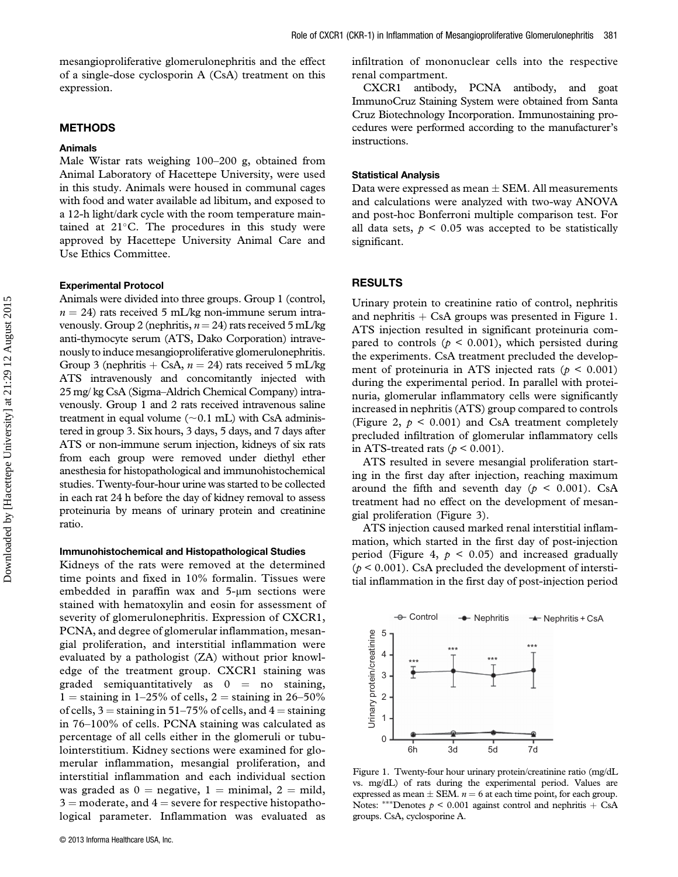mesangioproliferative glomerulonephritis and the effect of a single-dose cyclosporin A (CsA) treatment on this expression.

## METHODS

### Animals

Male Wistar rats weighing 100–200 g, obtained from Animal Laboratory of Hacettepe University, were used in this study. Animals were housed in communal cages with food and water available ad libitum, and exposed to a 12-h light/dark cycle with the room temperature maintained at 21°C. The procedures in this study were approved by Hacettepe University Animal Care and Use Ethics Committee.

### Experimental Protocol

Animals were divided into three groups. Group 1 (control, $n = 24$) rats received 5 mL/kg non-immune serum intravenously. Group 2 (nephritis, $n = 24$) rats received 5 mL/kg anti-thymocyte serum (ATS, Dako Corporation) intravenously to induce mesangioproliferative glomerulonephritis. Group 3 (nephritis + CsA, $n = 24$) rats received 5 mL/kg ATS intravenously and concomitantly injected with 25 mg/ kg CsA (Sigma–Aldrich Chemical Company) intravenously. Group 1 and 2 rats received intravenous saline treatment in equal volume (~0.1 mL) with CsA administered in group 3. Six hours, 3 days, 5 days, and 7 days after ATS or non-immune serum injection, kidneys of six rats from each group were removed under diethyl ether anesthesia for histopathological and immunohistochemical studies. Twenty-four-hour urine was started to be collected in each rat 24 h before the day of kidney removal to assess proteinuria by means of urinary protein and creatinine ratio.

### Immunohistochemical and Histopathological Studies

Kidneys of the rats were removed at the determined time points and fixed in 10% formalin. Tissues were embedded in paraffin wax and 5-μm sections were stained with hematoxylin and eosin for assessment of severity of glomerulonephritis. Expression of CXCR1, PCNA, and degree of glomerular inflammation, mesangial proliferation, and interstitial inflammation were evaluated by a pathologist (ZA) without prior knowledge of the treatment group. CXCR1 staining was graded semiquantitatively as 0 = no staining, 1 = staining in 1–25% of cells, 2 = staining in 26–50% of cells, 3 = staining in 51–75% of cells, and 4 = staining in 76–100% of cells. PCNA staining was calculated as percentage of all cells either in the glomeruli or tubulointerstitium. Kidney sections were examined for glomerular inflammation, mesangial proliferation, and interstitial inflammation and each individual section was graded as 0 = negative, 1 = minimal, 2 = mild, 3 = moderate, and 4 = severe for respective histopathological parameter. Inflammation was evaluated as infiltration of mononuclear cells into the respective renal compartment.

CXCR1 antibody, PCNA antibody, and goat ImmunoCruz Staining System were obtained from Santa Cruz Biotechnology Incorporation. Immunostaining procedures were performed according to the manufacturer's instructions.

### Statistical Analysis

Data were expressed as mean ± SEM. All measurements and calculations were analyzed with two-way ANOVA and post-hoc Bonferroni multiple comparison test. For all data sets, $p < 0.05$ was accepted to be statistically significant.

## RESULTS

Urinary protein to creatinine ratio of control, nephritis and nephritis + CsA groups was presented in Figure 1. ATS injection resulted in significant proteinuria compared to controls ($p < 0.001$), which persisted during the experiments. CsA treatment precluded the development of proteinuria in ATS injected rats ($p < 0.001$) during the experimental period. In parallel with proteinuria, glomerular inflammatory cells were significantly increased in nephritis (ATS) group compared to controls (Figure 2, $p < 0.001$) and CsA treatment completely precluded infiltration of glomerular inflammatory cells in ATS-treated rats ($p < 0.001$).

ATS resulted in severe mesangial proliferation starting in the first day after injection, reaching maximum around the fifth and seventh day ($p < 0.001$). CsA treatment had no effect on the development of mesangial proliferation (Figure 3).

ATS injection caused marked renal interstitial inflammation, which started in the first day of post-injection period (Figure 4, $p < 0.05$) and increased gradually ($p < 0.001$). CsA precluded the development of interstitial inflammation in the first day of post-injection period

Figure 1. Twenty-four hour urinary protein/creatinine ratio (mg/dL vs. mg/dL) of rats during the experimental period. Values are expressed as mean ± SEM. $n = 6$ at each time point, for each group. Notes: ***Denotes $p < 0.001$ against control and nephritis + CsA groups. CsA, cyclosporine A.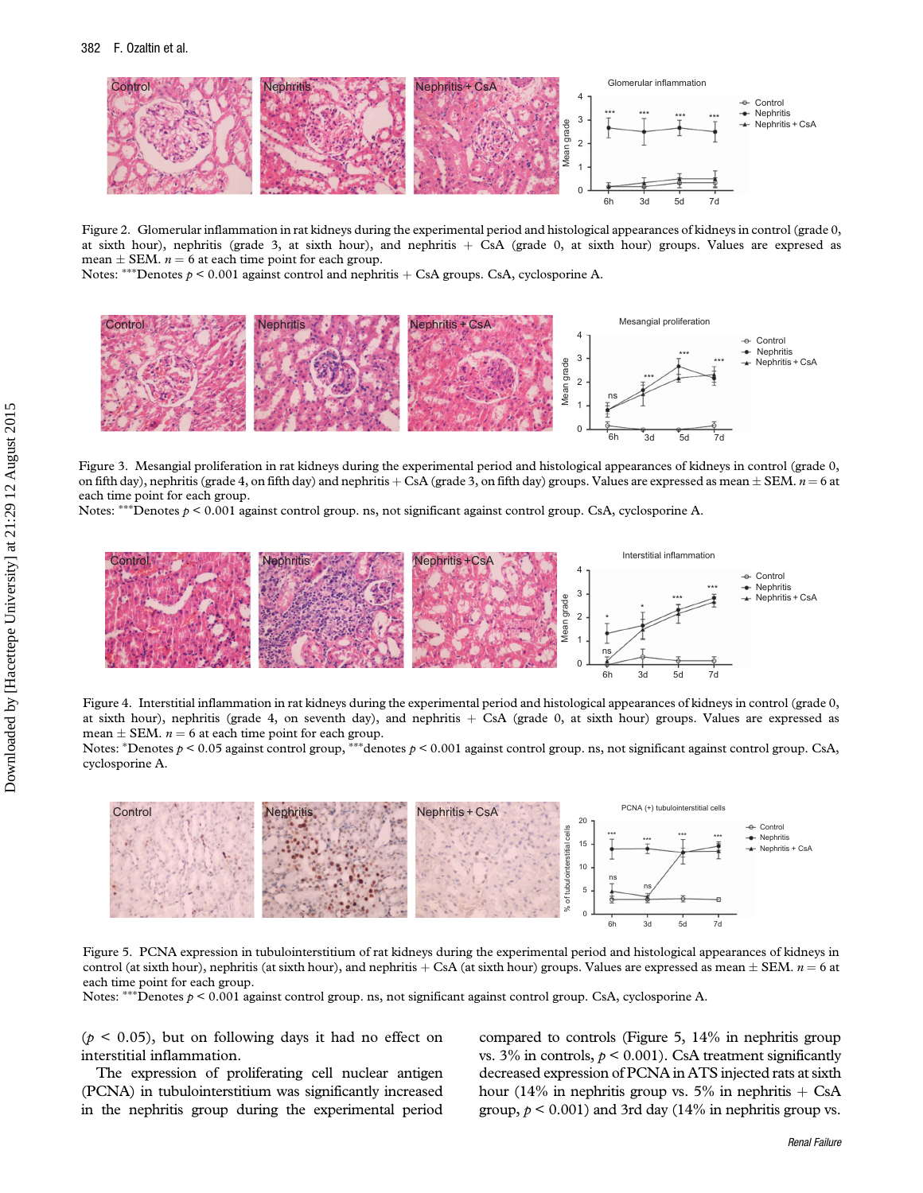Figure 2. Glomerular inflammation in rat kidneys during the experimental period and histological appearances of kidneys in control (grade 0, at sixth hour), nephritis (grade 3, at sixth hour), and nephritis + CsA (grade 0, at sixth hour) groups. Values are expresed as mean ± SEM. $n = 6$ at each time point for each group.
Notes: ***Denotes $p < 0.001$ against control and nephritis + CsA groups. CsA, cyclosporine A.

Figure 3. Mesangial proliferation in rat kidneys during the experimental period and histological appearances of kidneys in control (grade 0, on fifth day), nephritis (grade 4, on fifth day) and nephritis + CsA (grade 3, on fifth day) groups. Values are expressed as mean ± SEM. $n = 6$ at each time point for each group.
Notes: ***Denotes $p < 0.001$ against control group. ns, not significant against control group. CsA, cyclosporine A.

Figure 4. Interstitial inflammation in rat kidneys during the experimental period and histological appearances of kidneys in control (grade 0, at sixth hour), nephritis (grade 4, on seventh day), and nephritis + CsA (grade 0, at sixth hour) groups. Values are expressed as mean ± SEM. $n = 6$ at each time point for each group.
Notes: *Denotes $p < 0.05$ against control group, ***denotes $p < 0.001$ against control group. ns, not significant against control group. CsA, cyclosporine A.

Figure 5. PCNA expression in tubulointerstitium of rat kidneys during the experimental period and histological appearances of kidneys in control (at sixth hour), nephritis (at sixth hour), and nephritis + CsA (at sixth hour) groups. Values are expressed as mean ± SEM. $n = 6$ at each time point for each group.
Notes: ***Denotes $p < 0.001$ against control group. ns, not significant against control group. CsA, cyclosporine A.

($p < 0.05$), but on following days it had no effect on interstitial inflammation.

The expression of proliferating cell nuclear antigen (PCNA) in tubulointerstitium was significantly increased in the nephritis group during the experimental period compared to controls (Figure 5, 14% in nephritis group vs. 3% in controls, $p < 0.001$). CsA treatment significantly decreased expression of PCNA in ATS injected rats at sixth hour (14% in nephritis group vs. 5% in nephritis + CsA group, $p < 0.001$) and 3rd day (14% in nephritis group vs.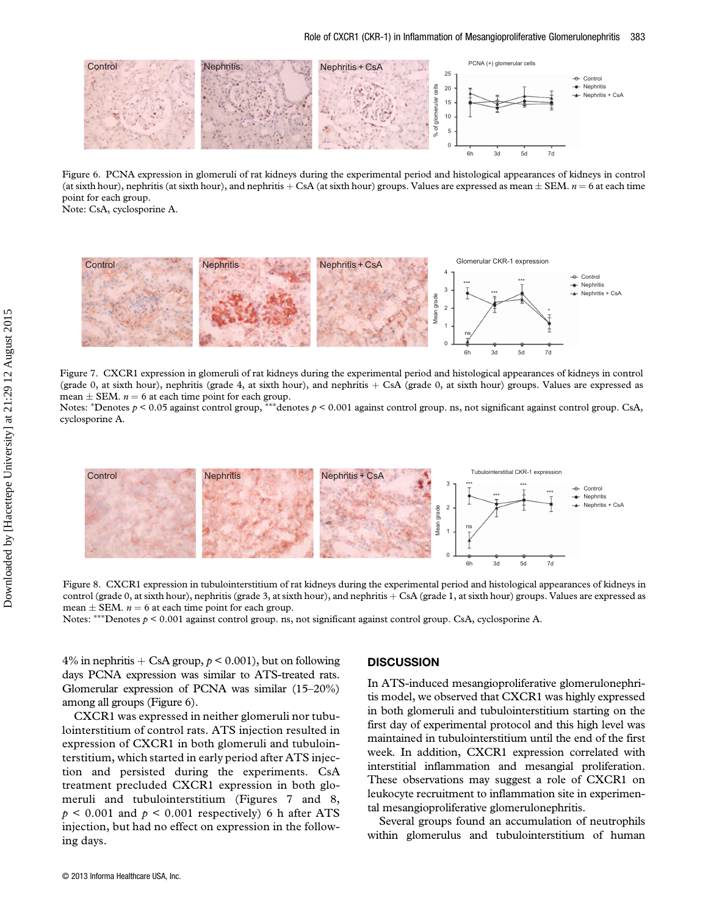Figure 6. PCNA expression in glomeruli of rat kidneys during the experimental period and histological appearances of kidneys in control (at sixth hour), nephritis (at sixth hour), and nephritis + CsA (at sixth hour) groups. Values are expressed as mean ± SEM. $n = 6$ at each time point for each group.
Note: CsA, cyclosporine A.

Figure 7. CXCR1 expression in glomeruli of rat kidneys during the experimental period and histological appearances of kidneys in control (grade 0, at sixth hour), nephritis (grade 4, at sixth hour), and nephritis + CsA (grade 0, at sixth hour) groups. Values are expressed as mean ± SEM. $n = 6$ at each time point for each group.
Notes: *Denotes $p < 0.05$ against control group, ***denotes $p < 0.001$ against control group. ns, not significant against control group. CsA, cyclosporine A.

Figure 8. CXCR1 expression in tubulointerstitium of rat kidneys during the experimental period and histological appearances of kidneys in control (grade 0, at sixth hour), nephritis (grade 3, at sixth hour), and nephritis + CsA (grade 1, at sixth hour) groups. Values are expressed as mean ± SEM. $n = 6$ at each time point for each group.
Notes: ***Denotes $p < 0.001$ against control group. ns, not significant against control group. CsA, cyclosporine A.

4% in nephritis + CsA group, $p < 0.001$), but on following days PCNA expression was similar to ATS-treated rats. Glomerular expression of PCNA was similar (15–20%) among all groups (Figure 6).

CXCR1 was expressed in neither glomeruli nor tubulointerstitium of control rats. ATS injection resulted in expression of CXCR1 in both glomeruli and tubulointerstitium, which started in early period after ATS injection and persisted during the experiments. CsA treatment precluded CXCR1 expression in both glomeruli and tubulointerstitium (Figures 7 and 8, $p < 0.001$ and $p < 0.001$ respectively) 6 h after ATS injection, but had no effect on expression in the following days.

## DISCUSSION

In ATS-induced mesangioproliferative glomerulonephritis model, we observed that CXCR1 was highly expressed in both glomeruli and tubulointerstitium starting on the first day of experimental protocol and this high level was maintained in tubulointerstitium until the end of the first week. In addition, CXCR1 expression correlated with interstitial inflammation and mesangial proliferation. These observations may suggest a role of CXCR1 on leukocyte recruitment to inflammation site in experimental mesangioproliferative glomerulonephritis.

Several groups found an accumulation of neutrophils within glomerulus and tubulointerstitium of human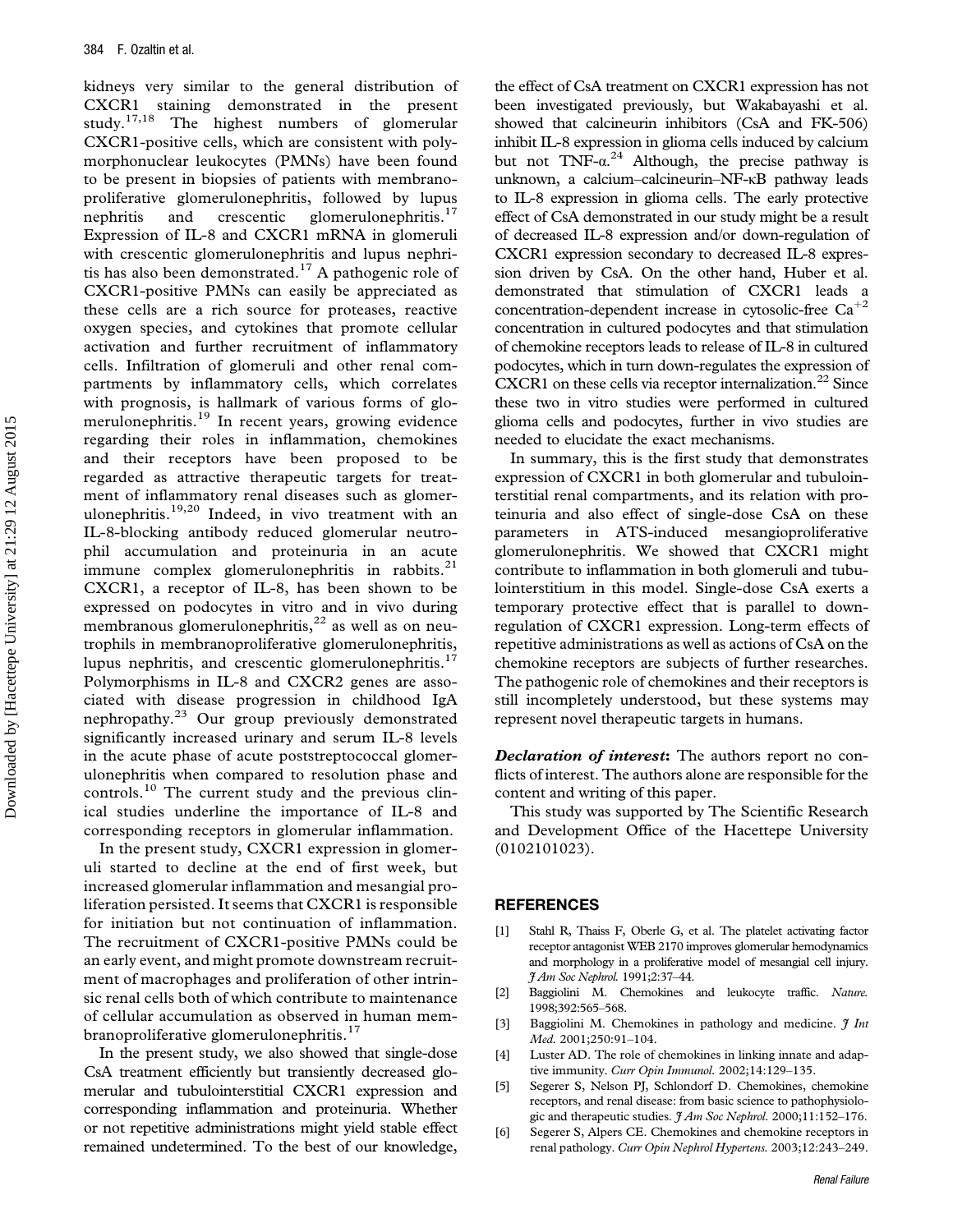kidneys very similar to the general distribution of CXCR1 staining demonstrated in the present study.[17,18] The highest numbers of glomerular CXCR1-positive cells, which are consistent with polymorphonuclear leukocytes (PMNs) have been found to be present in biopsies of patients with membranoproliferative glomerulonephritis, followed by lupus nephritis and crescentic glomerulonephritis.[17] Expression of IL-8 and CXCR1 mRNA in glomeruli with crescentic glomerulonephritis and lupus nephritis has also been demonstrated.[17] A pathogenic role of CXCR1-positive PMNs can easily be appreciated as these cells are a rich source for proteases, reactive oxygen species, and cytokines that promote cellular activation and further recruitment of inflammatory cells. Infiltration of glomeruli and other renal compartments by inflammatory cells, which correlates with prognosis, is hallmark of various forms of glomerulonephritis.[19] In recent years, growing evidence regarding their roles in inflammation, chemokines and their receptors have been proposed to be regarded as attractive therapeutic targets for treatment of inflammatory renal diseases such as glomerulonephritis.[19,20] Indeed, in vivo treatment with an IL-8-blocking antibody reduced glomerular neutrophil accumulation and proteinuria in an acute immune complex glomerulonephritis in rabbits.[21] CXCR1, a receptor of IL-8, has been shown to be expressed on podocytes in vitro and in vivo during membranous glomerulonephritis,[22] as well as on neutrophils in membranoproliferative glomerulonephritis, lupus nephritis, and crescentic glomerulonephritis.[17] Polymorphisms in IL-8 and CXCR2 genes are associated with disease progression in childhood IgA nephropathy.[23] Our group previously demonstrated significantly increased urinary and serum IL-8 levels in the acute phase of acute poststreptococcal glomerulonephritis when compared to resolution phase and controls.[10] The current study and the previous clinical studies underline the importance of IL-8 and corresponding receptors in glomerular inflammation.

In the present study, CXCR1 expression in glomeruli started to decline at the end of first week, but increased glomerular inflammation and mesangial proliferation persisted. It seems that CXCR1 is responsible for initiation but not continuation of inflammation. The recruitment of CXCR1-positive PMNs could be an early event, and might promote downstream recruitment of macrophages and proliferation of other intrinsic renal cells both of which contribute to maintenance of cellular accumulation as observed in human membranoproliferative glomerulonephritis.[17]

In the present study, we also showed that single-dose CsA treatment efficiently but transiently decreased glomerular and tubulointerstitial CXCR1 expression and corresponding inflammation and proteinuria. Whether or not repetitive administrations might yield stable effect remained undetermined. To the best of our knowledge, the effect of CsA treatment on CXCR1 expression has not been investigated previously, but Wakabayashi et al. showed that calcineurin inhibitors (CsA and FK-506) inhibit IL-8 expression in glioma cells induced by calcium but not TNF-$\alpha$.[24] Although, the precise pathway is unknown, a calcium–calcineurin–NF-$\kappa$B pathway leads to IL-8 expression in glioma cells. The early protective effect of CsA demonstrated in our study might be a result of decreased IL-8 expression and/or down-regulation of CXCR1 expression secondary to decreased IL-8 expression driven by CsA. On the other hand, Huber et al. demonstrated that stimulation of CXCR1 leads a concentration-dependent increase in cytosolic-free $Ca^{+2}$ concentration in cultured podocytes and that stimulation of chemokine receptors leads to release of IL-8 in cultured podocytes, which in turn down-regulates the expression of CXCR1 on these cells via receptor internalization.[22] Since these two in vitro studies were performed in cultured glioma cells and podocytes, further in vivo studies are needed to elucidate the exact mechanisms.

In summary, this is the first study that demonstrates expression of CXCR1 in both glomerular and tubulointerstitial renal compartments, and its relation with proteinuria and also effect of single-dose CsA on these parameters in ATS-induced mesangioproliferative glomerulonephritis. We showed that CXCR1 might contribute to inflammation in both glomeruli and tubulointerstitium in this model. Single-dose CsA exerts a temporary protective effect that is parallel to down-regulation of CXCR1 expression. Long-term effects of repetitive administrations as well as actions of CsA on the chemokine receptors are subjects of further researches. The pathogenic role of chemokines and their receptors is still incompletely understood, but these systems may represent novel therapeutic targets in humans.

***Declaration of interest*:** The authors report no conflicts of interest. The authors alone are responsible for the content and writing of this paper.

This study was supported by The Scientific Research and Development Office of the Hacettepe University (0102101023).

## REFERENCES

[1] Stahl R, Thaiss F, Oberle G, et al. The platelet activating factor receptor antagonist WEB 2170 improves glomerular hemodynamics and morphology in a proliferative model of mesangial cell injury. *J Am Soc Nephrol.* 1991;2:37–44.

[2] Baggiolini M. Chemokines and leukocyte traffic. *Nature.* 1998;392:565–568.

[3] Baggiolini M. Chemokines in pathology and medicine. *J Int Med.* 2001;250:91–104.

[4] Luster AD. The role of chemokines in linking innate and adaptive immunity. *Curr Opin Immunol.* 2002;14:129–135.

[5] Segerer S, Nelson PJ, Schlondorf D. Chemokines, chemokine receptors, and renal disease: from basic science to pathophysiologic and therapeutic studies. *J Am Soc Nephrol.* 2000;11:152–176.

[6] Segerer S, Alpers CE. Chemokines and chemokine receptors in renal pathology. *Curr Opin Nephrol Hypertens.* 2003;12:243–249.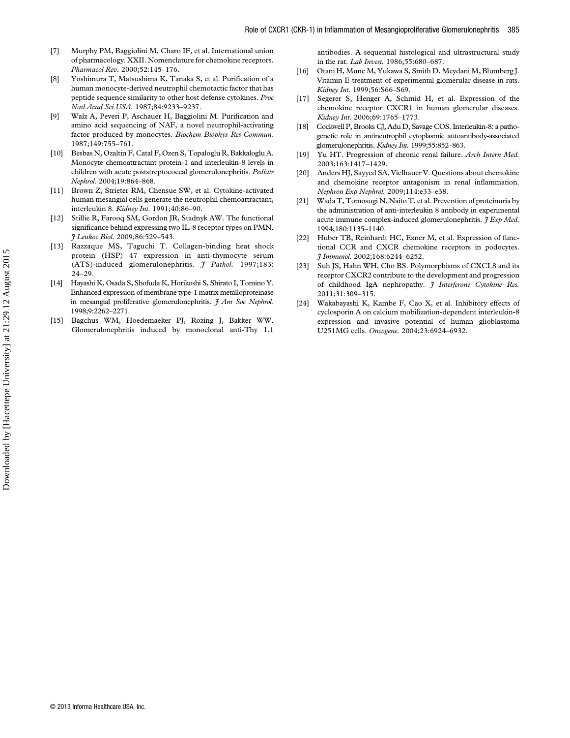[7] Murphy PM, Baggiolini M, Charo IF, et al. International union of pharmacology. XXII. Nomenclature for chemokine receptors. *Pharmacol Rev.* 2000;52:145–176.

[8] Yoshimura T, Matsushima K, Tanaka S, et al. Purification of a human monocyte-derived neutrophil chemotactic factor that has peptide sequence similarity to other host defense cytokines. *Proc Natl Acad Sci USA.* 1987;84:9233–9237.

[9] Walz A, Peveri P, Aschauer H, Baggiolini M. Purification and amino acid sequencing of NAF, a novel neutrophil-activating factor produced by monocytes. *Biochem Biophys Res Commun.* 1987;149:755–761.

[10] Besbas N, Ozaltin F, Catal F, Ozen S, Topaloglu R, Bakkaloglu A. Monocyte chemoattractant protein-1 and interleukin-8 levels in children with acute poststreptococcal glomerulonephritis. *Pediatr Nephrol.* 2004;19:864–868.

[11] Brown Z, Strieter RM, Chensue SW, et al. Cytokine-activated human mesangial cells generate the neutrophil chemoattractant, interleukin 8. *Kidney Int.* 1991;40:86–90.

[12] Stillie R, Farooq SM, Gordon JR, Stadnyk AW. The functional significance behind expressing two IL-8 receptor types on PMN. *J Leukoc Biol.* 2009;86:529–543.

[13] Razzaque MS, Taguchi T. Collagen-binding heat shock protein (HSP) 47 expression in anti-thymocyte serum (ATS)-induced glomerulonephritis. *J Pathol.* 1997;183: 24–29.

[14] Hayashi K, Osada S, Shofuda K, Horikoshi S, Shirato I, Tomino Y. Enhanced expression of membrane type-1 matrix metalloproteinase in mesangial proliferative glomerulonephritis. *J Am Soc Nephrol.* 1998;9:2262–2271.

[15] Bagchus WM, Hoedemaeker PJ, Rozing J, Bakker WW. Glomerulonephritis induced by monoclonal anti-Thy 1.1 antibodies. A sequential histological and ultrastructural study in the rat. *Lab Invest.* 1986;55:680–687.

[16] Otani H, Mune M, Yukawa S, Smith D, Meydani M, Blumberg J. Vitamin E treatment of experimental glomerular disease in rats. *Kidney Int.* 1999;56:S66–S69.

[17] Segerer S, Henger A, Schmid H, et al. Expression of the chemokine receptor CXCR1 in human glomerular diseases. *Kidney Int.* 2006;69:1765–1773.

[18] Cockwell P, Brooks CJ, Adu D, Savage COS. Interleukin-8: a pathogenetic role in antineutrophil cytoplasmic autoantibody-associated glomerulonephritis. *Kidney Int.* 1999;55:852–863.

[19] Yu HT. Progression of chronic renal failure. *Arch Intern Med.* 2003;163:1417–1429.

[20] Anders HJ, Sayyed SA, Vielhauer V. Questions about chemokine and chemokine receptor antagonism in renal inflammation. *Nephron Exp Nephrol.* 2009;114:e33–e38.

[21] Wada T, Tomosugi N, Naito T, et al. Prevention of proteinuria by the administration of anti-interleukin 8 antibody in experimental acute immune complex-induced glomerulonephritis. *J Exp Med.* 1994;180:1135–1140.

[22] Huber TB, Reinhardt HC, Exner M, et al. Expression of functional CCR and CXCR chemokine receptors in podocytes. *J Immunol.* 2002;168:6244–6252.

[23] Suh JS, Hahn WH, Cho BS. Polymorphisms of CXCL8 and its receptor CXCR2 contribute to the development and progression of childhood IgA nephropathy. *J Interferone Cytokine Res.* 2011;31:309–315.

[24] Wakabayashi K, Kambe F, Cao X, et al. Inhibitory effects of cyclosporin A on calcium mobilization-dependent interleukin-8 expression and invasive potential of human glioblastoma U251MG cells. *Oncogene.* 2004;23:6924–6932.